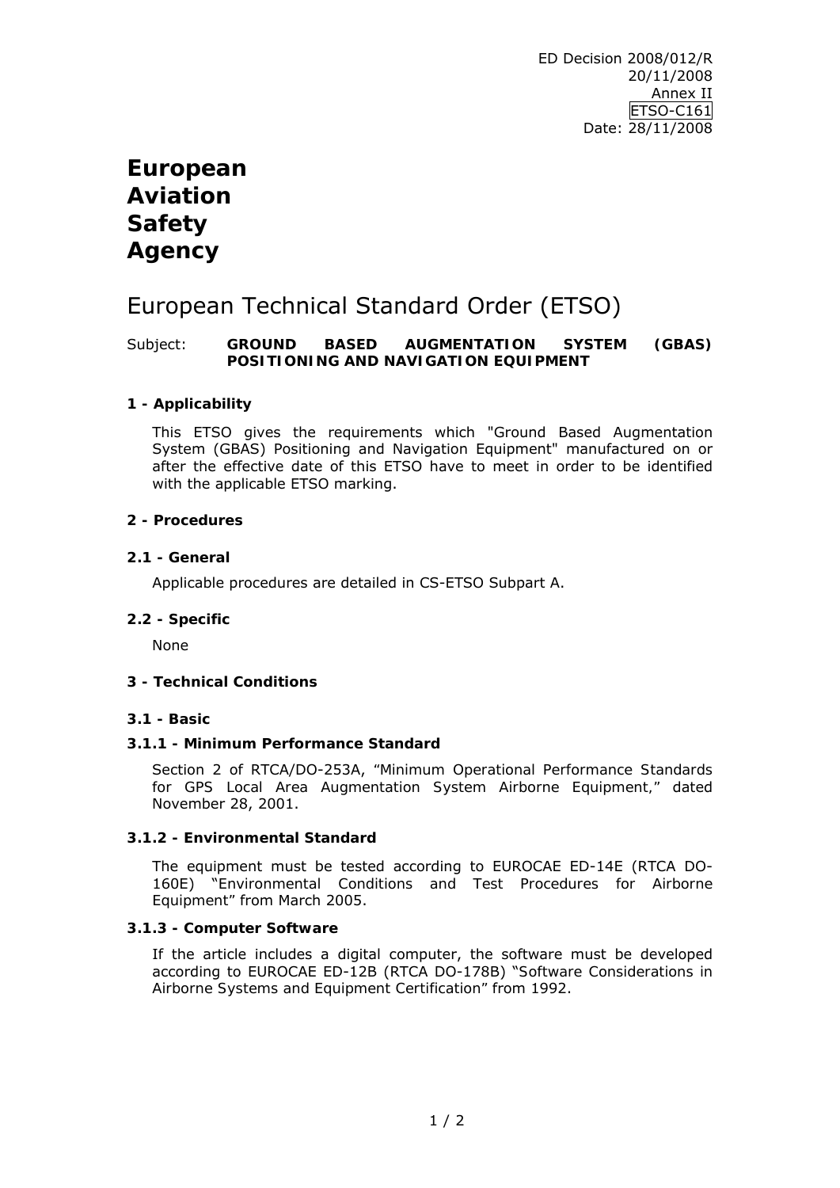ED Decision 2008/012/R
20/11/2008
Annex II
ETSO-C161
Date: 28/11/2008

# European Aviation Safety Agency

## European Technical Standard Order (ETSO)

Subject: **GROUND BASED AUGMENTATION SYSTEM (GBAS) POSITIONING AND NAVIGATION EQUIPMENT**

### 1 - Applicability

This ETSO gives the requirements which "Ground Based Augmentation System (GBAS) Positioning and Navigation Equipment" manufactured on or after the effective date of this ETSO have to meet in order to be identified with the applicable ETSO marking.

### 2 - Procedures

#### 2.1 - General

Applicable procedures are detailed in CS-ETSO Subpart A.

#### 2.2 - Specific

None

### 3 - Technical Conditions

#### 3.1 - Basic

##### 3.1.1 - Minimum Performance Standard

Section 2 of RTCA/DO-253A, "Minimum Operational Performance Standards for GPS Local Area Augmentation System Airborne Equipment," dated November 28, 2001.

##### 3.1.2 - Environmental Standard

The equipment must be tested according to EUROCAE ED-14E (RTCA DO-160E) "Environmental Conditions and Test Procedures for Airborne Equipment" from March 2005.

##### 3.1.3 - Computer Software

If the article includes a digital computer, the software must be developed according to EUROCAE ED-12B (RTCA DO-178B) "Software Considerations in Airborne Systems and Equipment Certification" from 1992.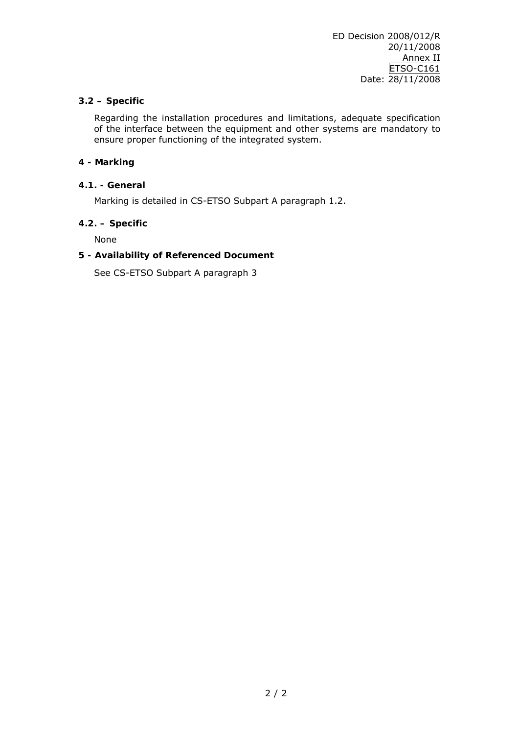### 3.2 – Specific

Regarding the installation procedures and limitations, adequate specification of the interface between the equipment and other systems are mandatory to ensure proper functioning of the integrated system.

## 4 - Marking

### 4.1. - General

Marking is detailed in CS-ETSO Subpart A paragraph 1.2.

### 4.2. – Specific

None

## 5 - Availability of Referenced Document

See CS-ETSO Subpart A paragraph 3